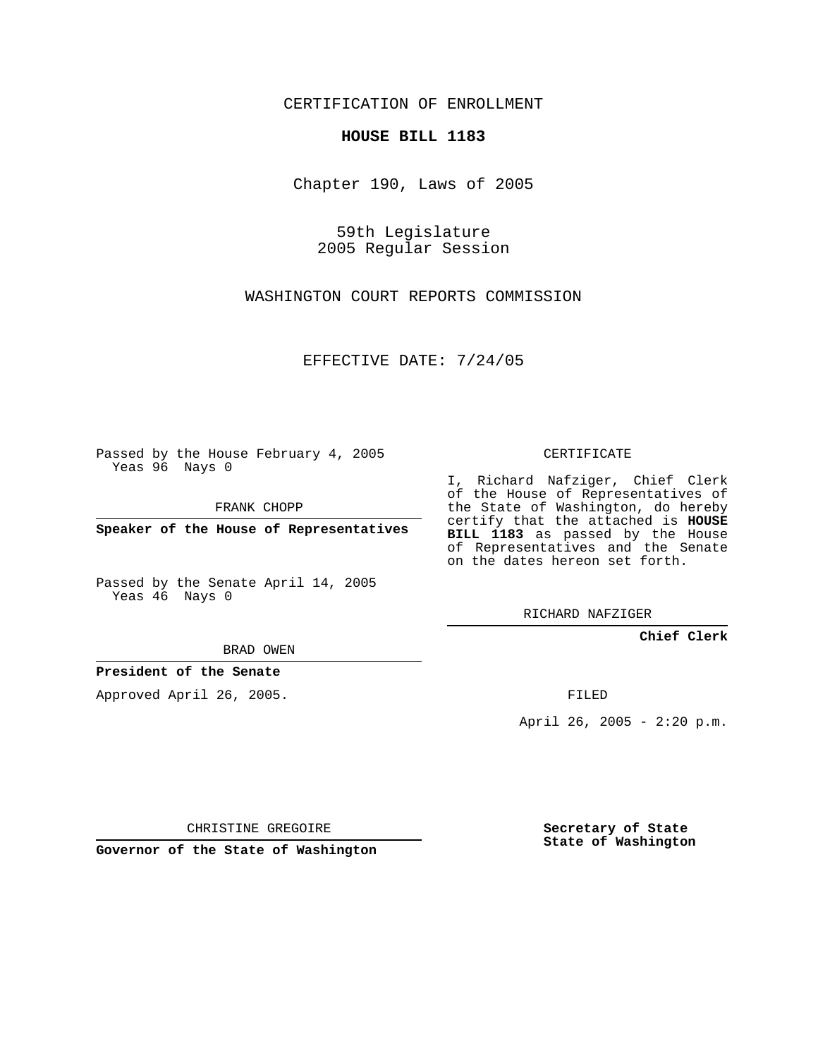CERTIFICATION OF ENROLLMENT

**HOUSE BILL 1183**

Chapter 190, Laws of 2005

59th Legislature
2005 Regular Session

WASHINGTON COURT REPORTS COMMISSION

EFFECTIVE DATE: 7/24/05

Passed by the House February 4, 2005
Yeas 96 Nays 0

FRANK CHOPP

**Speaker of the House of Representatives**

Passed by the Senate April 14, 2005
Yeas 46 Nays 0

BRAD OWEN

**President of the Senate**

Approved April 26, 2005.

CHRISTINE GREGOIRE

**Governor of the State of Washington**

CERTIFICATE

I, Richard Nafziger, Chief Clerk of the House of Representatives of the State of Washington, do hereby certify that the attached is **HOUSE BILL 1183** as passed by the House of Representatives and the Senate on the dates hereon set forth.

RICHARD NAFZIGER

**Chief Clerk**

FILED

April 26, 2005 - 2:20 p.m.

**Secretary of State**
**State of Washington**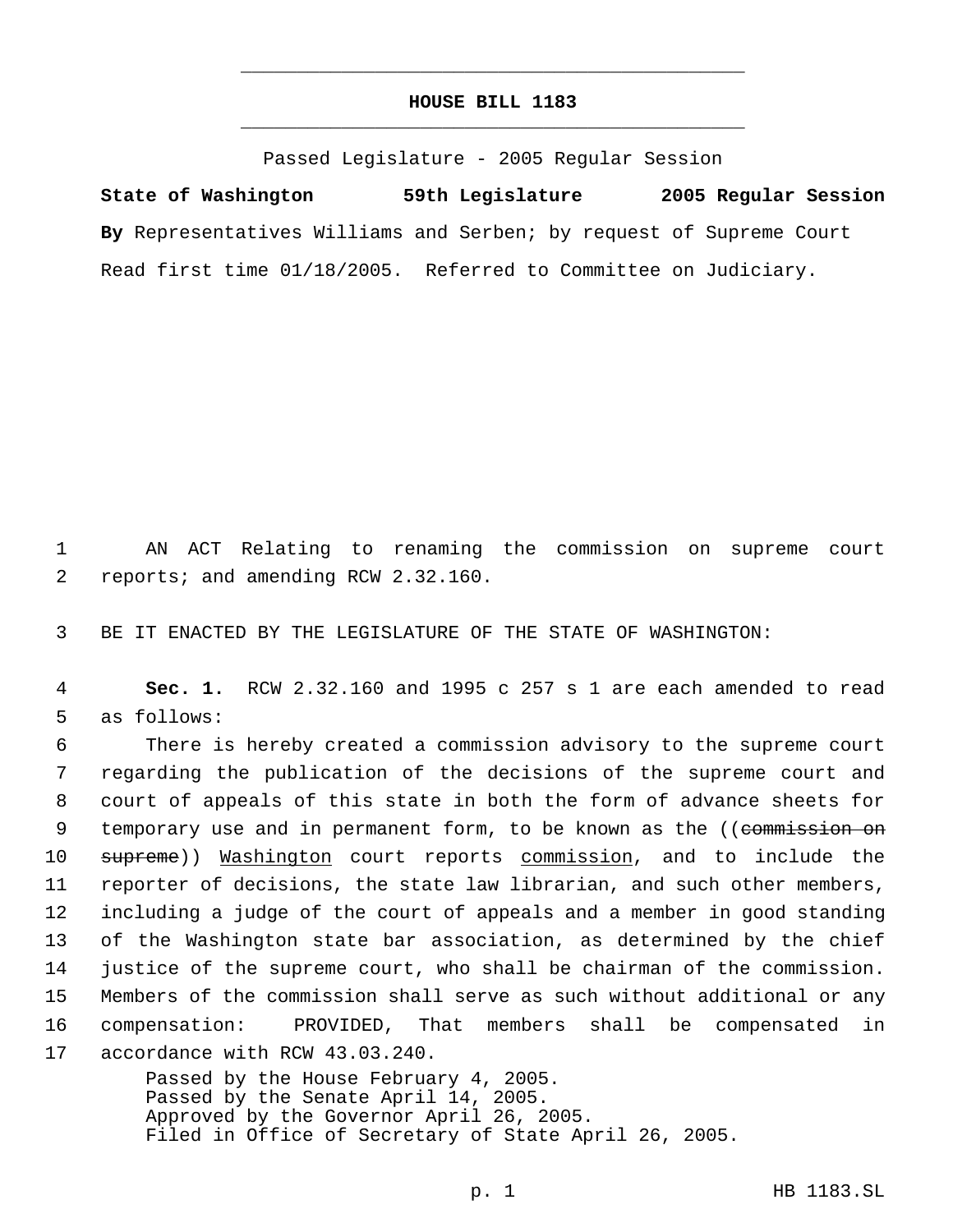# HOUSE BILL 1183

Passed Legislature - 2005 Regular Session

**State of Washington 59th Legislature 2005 Regular Session**

**By** Representatives Williams and Serben; by request of Supreme Court

Read first time 01/18/2005. Referred to Committee on Judiciary.

AN ACT Relating to renaming the commission on supreme court reports; and amending RCW 2.32.160.

BE IT ENACTED BY THE LEGISLATURE OF THE STATE OF WASHINGTON:

**Sec. 1.** RCW 2.32.160 and 1995 c 257 s 1 are each amended to read as follows:

There is hereby created a commission advisory to the supreme court regarding the publication of the decisions of the supreme court and court of appeals of this state in both the form of advance sheets for temporary use and in permanent form, to be known as the ((~~commission on supreme~~)) <u>Washington</u> court reports <u>commission</u>, and to include the reporter of decisions, the state law librarian, and such other members, including a judge of the court of appeals and a member in good standing of the Washington state bar association, as determined by the chief justice of the supreme court, who shall be chairman of the commission. Members of the commission shall serve as such without additional or any compensation: PROVIDED, That members shall be compensated in accordance with RCW 43.03.240.

Passed by the House February 4, 2005.
Passed by the Senate April 14, 2005.
Approved by the Governor April 26, 2005.
Filed in Office of Secretary of State April 26, 2005.